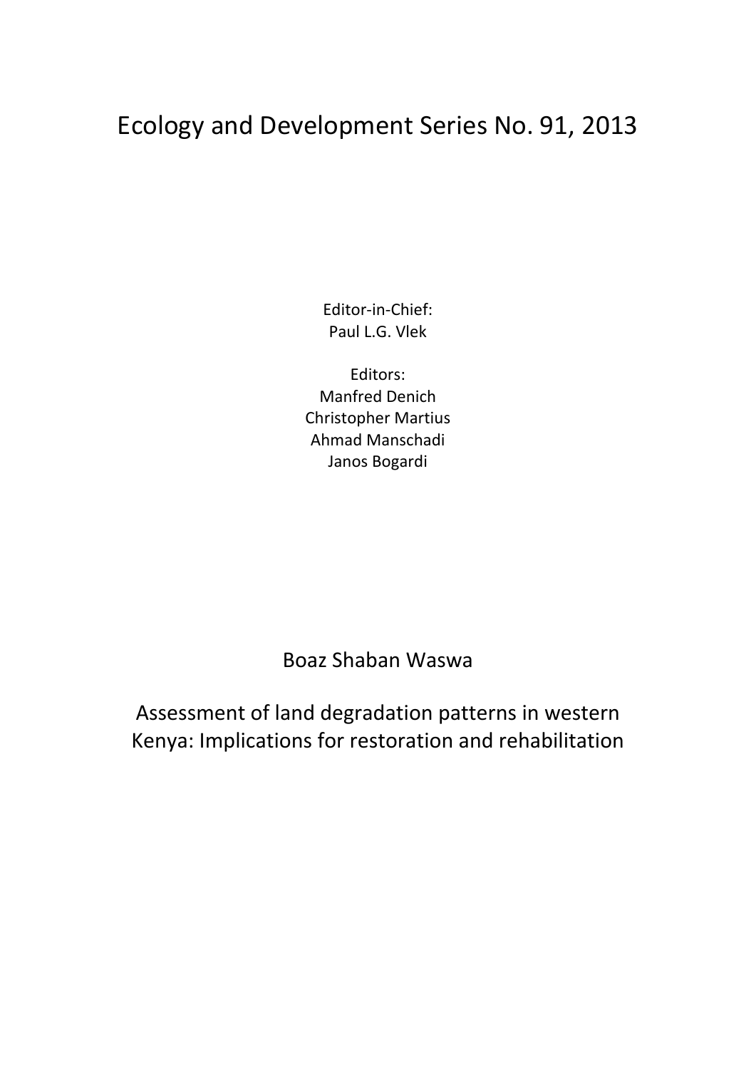# Ecology and Development Series No. 91, 2013

Editor-in-Chief:
Paul L.G. Vlek

Editors:
Manfred Denich
Christopher Martius
Ahmad Manschadi
Janos Bogardi

Boaz Shaban Waswa

## Assessment of land degradation patterns in western Kenya: Implications for restoration and rehabilitation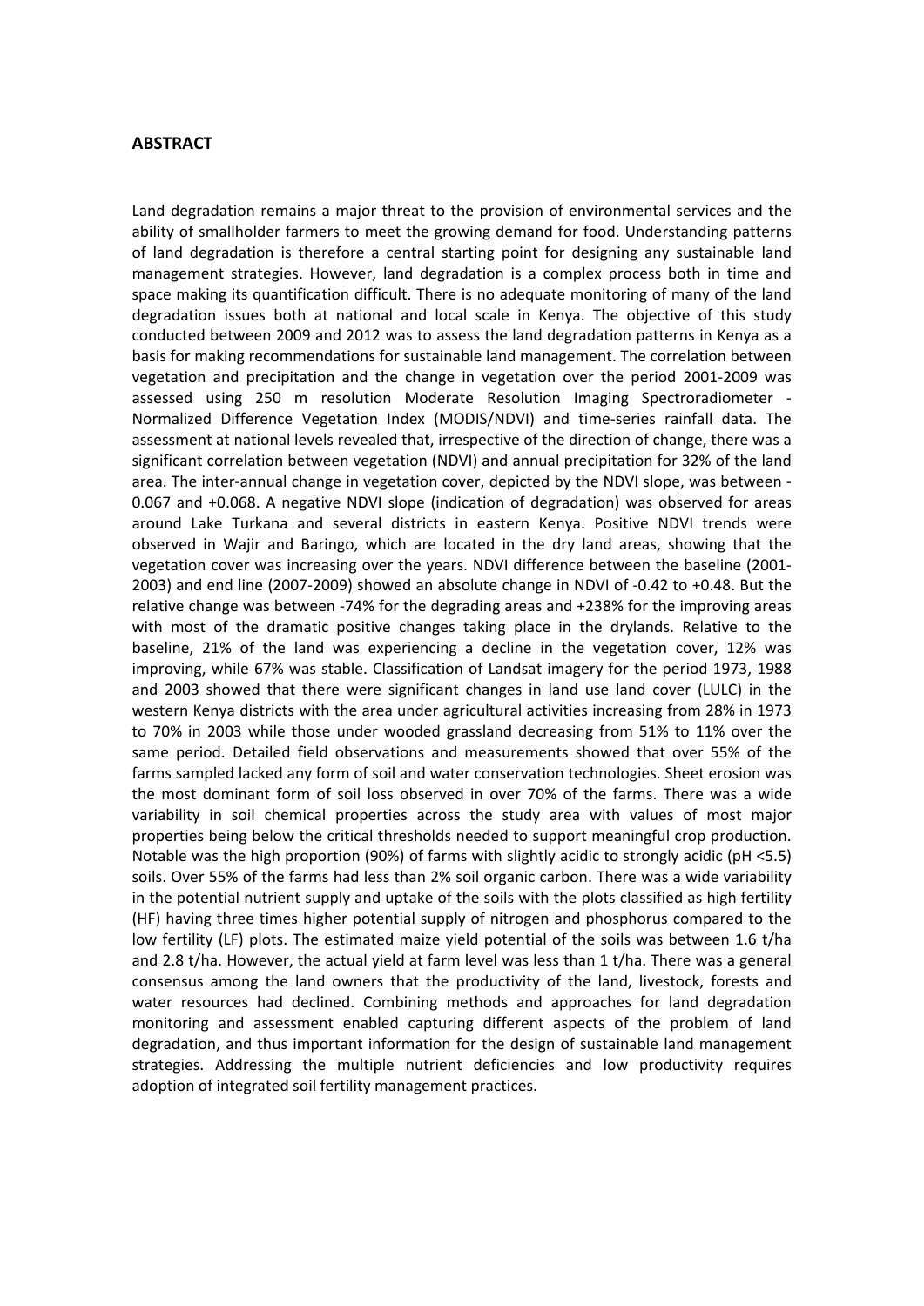## ABSTRACT

Land degradation remains a major threat to the provision of environmental services and the ability of smallholder farmers to meet the growing demand for food. Understanding patterns of land degradation is therefore a central starting point for designing any sustainable land management strategies. However, land degradation is a complex process both in time and space making its quantification difficult. There is no adequate monitoring of many of the land degradation issues both at national and local scale in Kenya. The objective of this study conducted between 2009 and 2012 was to assess the land degradation patterns in Kenya as a basis for making recommendations for sustainable land management. The correlation between vegetation and precipitation and the change in vegetation over the period 2001-2009 was assessed using 250 m resolution Moderate Resolution Imaging Spectroradiometer - Normalized Difference Vegetation Index (MODIS/NDVI) and time-series rainfall data. The assessment at national levels revealed that, irrespective of the direction of change, there was a significant correlation between vegetation (NDVI) and annual precipitation for 32% of the land area. The inter-annual change in vegetation cover, depicted by the NDVI slope, was between -0.067 and +0.068. A negative NDVI slope (indication of degradation) was observed for areas around Lake Turkana and several districts in eastern Kenya. Positive NDVI trends were observed in Wajir and Baringo, which are located in the dry land areas, showing that the vegetation cover was increasing over the years. NDVI difference between the baseline (2001-2003) and end line (2007-2009) showed an absolute change in NDVI of -0.42 to +0.48. But the relative change was between -74% for the degrading areas and +238% for the improving areas with most of the dramatic positive changes taking place in the drylands. Relative to the baseline, 21% of the land was experiencing a decline in the vegetation cover, 12% was improving, while 67% was stable. Classification of Landsat imagery for the period 1973, 1988 and 2003 showed that there were significant changes in land use land cover (LULC) in the western Kenya districts with the area under agricultural activities increasing from 28% in 1973 to 70% in 2003 while those under wooded grassland decreasing from 51% to 11% over the same period. Detailed field observations and measurements showed that over 55% of the farms sampled lacked any form of soil and water conservation technologies. Sheet erosion was the most dominant form of soil loss observed in over 70% of the farms. There was a wide variability in soil chemical properties across the study area with values of most major properties being below the critical thresholds needed to support meaningful crop production. Notable was the high proportion (90%) of farms with slightly acidic to strongly acidic (pH <5.5) soils. Over 55% of the farms had less than 2% soil organic carbon. There was a wide variability in the potential nutrient supply and uptake of the soils with the plots classified as high fertility (HF) having three times higher potential supply of nitrogen and phosphorus compared to the low fertility (LF) plots. The estimated maize yield potential of the soils was between 1.6 t/ha and 2.8 t/ha. However, the actual yield at farm level was less than 1 t/ha. There was a general consensus among the land owners that the productivity of the land, livestock, forests and water resources had declined. Combining methods and approaches for land degradation monitoring and assessment enabled capturing different aspects of the problem of land degradation, and thus important information for the design of sustainable land management strategies. Addressing the multiple nutrient deficiencies and low productivity requires adoption of integrated soil fertility management practices.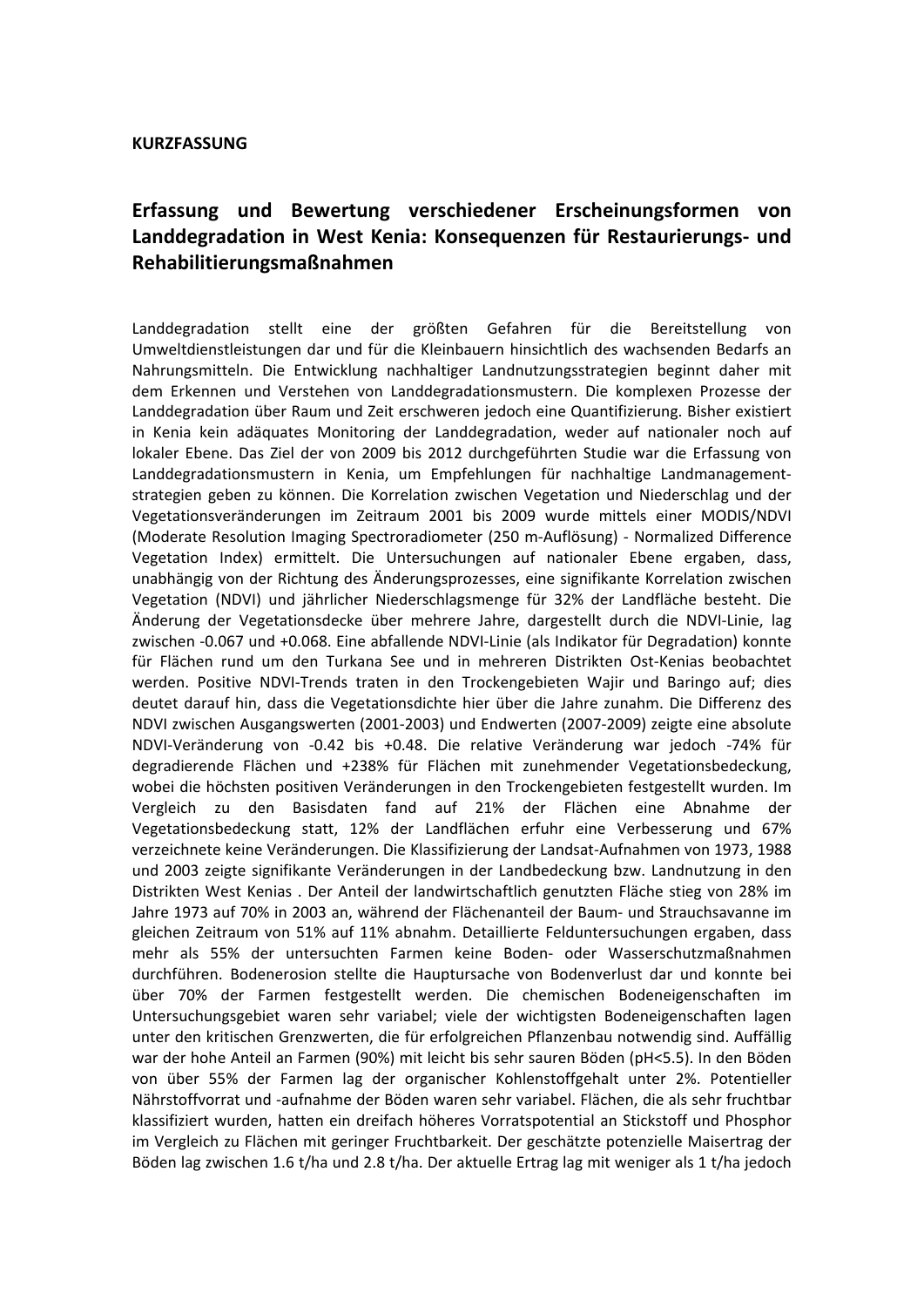**KURZFASSUNG**

## Erfassung und Bewertung verschiedener Erscheinungsformen von Landdegradation in West Kenia: Konsequenzen für Restaurierungs- und Rehabilitierungsmaßnahmen

Landdegradation stellt eine der größten Gefahren für die Bereitstellung von Umweltdienstleistungen dar und für die Kleinbauern hinsichtlich des wachsenden Bedarfs an Nahrungsmitteln. Die Entwicklung nachhaltiger Landnutzungsstrategien beginnt daher mit dem Erkennen und Verstehen von Landdegradationsmustern. Die komplexen Prozesse der Landdegradation über Raum und Zeit erschweren jedoch eine Quantifizierung. Bisher existiert in Kenia kein adäquates Monitoring der Landdegradation, weder auf nationaler noch auf lokaler Ebene. Das Ziel der von 2009 bis 2012 durchgeführten Studie war die Erfassung von Landdegradationsmustern in Kenia, um Empfehlungen für nachhaltige Landmanagement-strategien geben zu können. Die Korrelation zwischen Vegetation und Niederschlag und der Vegetationsveränderungen im Zeitraum 2001 bis 2009 wurde mittels einer MODIS/NDVI (Moderate Resolution Imaging Spectroradiometer (250 m-Auflösung) - Normalized Difference Vegetation Index) ermittelt. Die Untersuchungen auf nationaler Ebene ergaben, dass, unabhängig von der Richtung des Änderungsprozesses, eine signifikante Korrelation zwischen Vegetation (NDVI) und jährlicher Niederschlagsmenge für 32% der Landfläche besteht. Die Änderung der Vegetationsdecke über mehrere Jahre, dargestellt durch die NDVI-Linie, lag zwischen -0.067 und +0.068. Eine abfallende NDVI-Linie (als Indikator für Degradation) konnte für Flächen rund um den Turkana See und in mehreren Distrikten Ost-Kenias beobachtet werden. Positive NDVI-Trends traten in den Trockengebieten Wajir und Baringo auf; dies deutet darauf hin, dass die Vegetationsdichte hier über die Jahre zunahm. Die Differenz des NDVI zwischen Ausgangswerten (2001-2003) und Endwerten (2007-2009) zeigte eine absolute NDVI-Veränderung von -0.42 bis +0.48. Die relative Veränderung war jedoch -74% für degradierende Flächen und +238% für Flächen mit zunehmender Vegetationsbedeckung, wobei die höchsten positiven Veränderungen in den Trockengebieten festgestellt wurden. Im Vergleich zu den Basisdaten fand auf 21% der Flächen eine Abnahme der Vegetationsbedeckung statt, 12% der Landflächen erfuhr eine Verbesserung und 67% verzeichnete keine Veränderungen. Die Klassifizierung der Landsat-Aufnahmen von 1973, 1988 und 2003 zeigte signifikante Veränderungen in der Landbedeckung bzw. Landnutzung in den Distrikten West Kenias . Der Anteil der landwirtschaftlich genutzten Fläche stieg von 28% im Jahre 1973 auf 70% in 2003 an, während der Flächenanteil der Baum- und Strauchsavanne im gleichen Zeitraum von 51% auf 11% abnahm. Detaillierte Felduntersuchungen ergaben, dass mehr als 55% der untersuchten Farmen keine Boden- oder Wasserschutzmaßnahmen durchführen. Bodenerosion stellte die Hauptursache von Bodenverlust dar und konnte bei über 70% der Farmen festgestellt werden. Die chemischen Bodeneigenschaften im Untersuchungsgebiet waren sehr variabel; viele der wichtigsten Bodeneigenschaften lagen unter den kritischen Grenzwerten, die für erfolgreichen Pflanzenbau notwendig sind. Auffällig war der hohe Anteil an Farmen (90%) mit leicht bis sehr sauren Böden (pH<5.5). In den Böden von über 55% der Farmen lag der organischer Kohlenstoffgehalt unter 2%. Potentieller Nährstoffvorrat and -aufnahme der Böden waren sehr variabel. Flächen, die als sehr fruchtbar klassifiziert wurden, hatten ein dreifach höheres Vorratspotential an Stickstoff und Phosphor im Vergleich zu Flächen mit geringer Fruchtbarkeit. Der geschätzte potenzielle Maisertrag der Böden lag zwischen 1.6 t/ha und 2.8 t/ha. Der aktuelle Ertrag lag mit weniger als 1 t/ha jedoch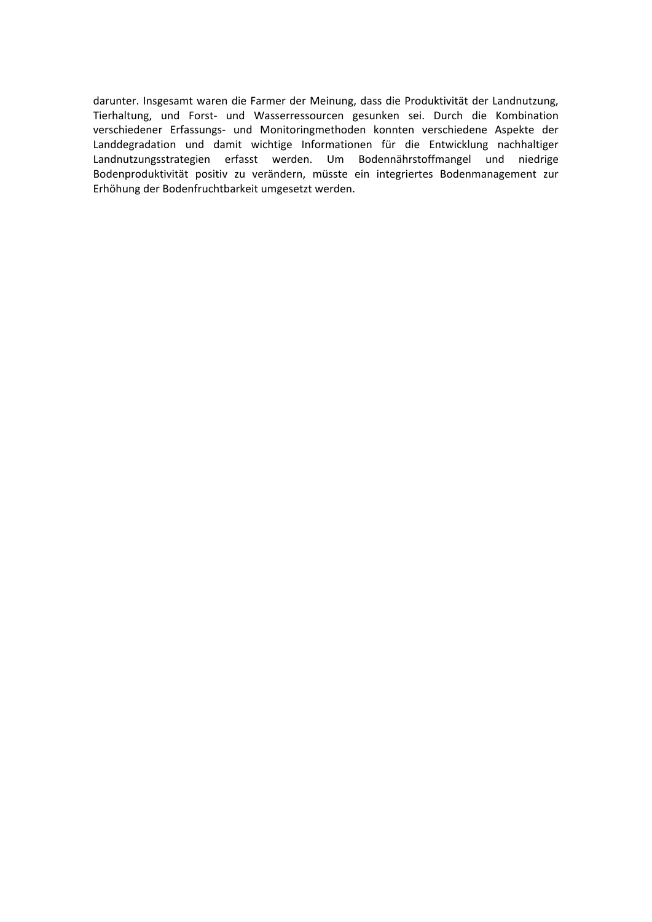darunter. Insgesamt waren die Farmer der Meinung, dass die Produktivität der Landnutzung, Tierhaltung, und Forst- und Wasserressourcen gesunken sei. Durch die Kombination verschiedener Erfassungs- und Monitoringmethoden konnten verschiedene Aspekte der Landdegradation und damit wichtige Informationen für die Entwicklung nachhaltiger Landnutzungsstrategien erfasst werden. Um Bodennährstoffmangel und niedrige Bodenproduktivität positiv zu verändern, müsste ein integriertes Bodenmanagement zur Erhöhung der Bodenfruchtbarkeit umgesetzt werden.